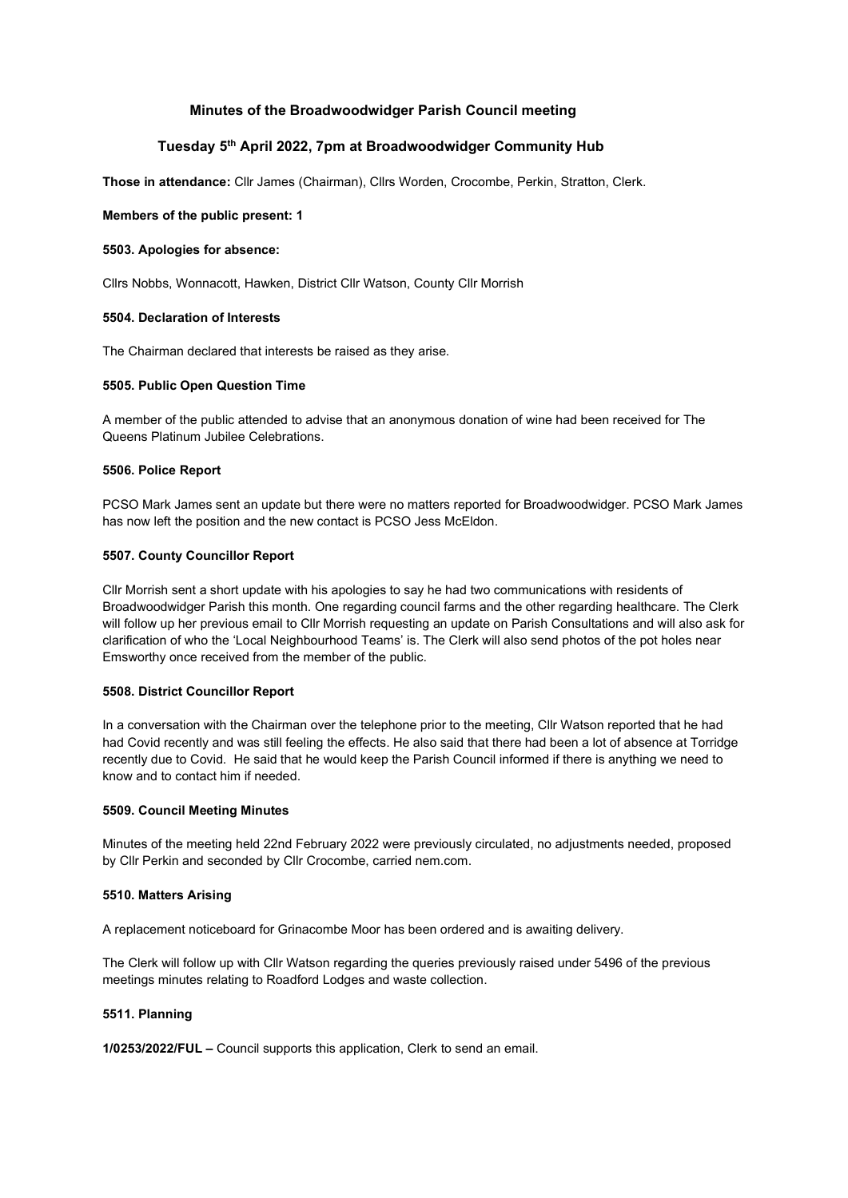# Minutes of the Broadwoodwidger Parish Council meeting

## Tuesday 5th April 2022, 7pm at Broadwoodwidger Community Hub

**Those in attendance:** Cllr James (Chairman), Cllrs Worden, Crocombe, Perkin, Stratton, Clerk.

**Members of the public present: 1**

### 5503. Apologies for absence:

Cllrs Nobbs, Wonnacott, Hawken, District Cllr Watson, County Cllr Morrish

### 5504. Declaration of Interests

The Chairman declared that interests be raised as they arise.

### 5505. Public Open Question Time

A member of the public attended to advise that an anonymous donation of wine had been received for The Queens Platinum Jubilee Celebrations.

### 5506. Police Report

PCSO Mark James sent an update but there were no matters reported for Broadwoodwidger. PCSO Mark James has now left the position and the new contact is PCSO Jess McEldon.

### 5507. County Councillor Report

Cllr Morrish sent a short update with his apologies to say he had two communications with residents of Broadwoodwidger Parish this month. One regarding council farms and the other regarding healthcare. The Clerk will follow up her previous email to Cllr Morrish requesting an update on Parish Consultations and will also ask for clarification of who the 'Local Neighbourhood Teams' is. The Clerk will also send photos of the pot holes near Emsworthy once received from the member of the public.

### 5508. District Councillor Report

In a conversation with the Chairman over the telephone prior to the meeting, Cllr Watson reported that he had had Covid recently and was still feeling the effects. He also said that there had been a lot of absence at Torridge recently due to Covid. He said that he would keep the Parish Council informed if there is anything we need to know and to contact him if needed.

### 5509. Council Meeting Minutes

Minutes of the meeting held 22nd February 2022 were previously circulated, no adjustments needed, proposed by Cllr Perkin and seconded by Cllr Crocombe, carried nem.com.

### 5510. Matters Arising

A replacement noticeboard for Grinacombe Moor has been ordered and is awaiting delivery.

The Clerk will follow up with Cllr Watson regarding the queries previously raised under 5496 of the previous meetings minutes relating to Roadford Lodges and waste collection.

### 5511. Planning

**1/0253/2022/FUL –** Council supports this application, Clerk to send an email.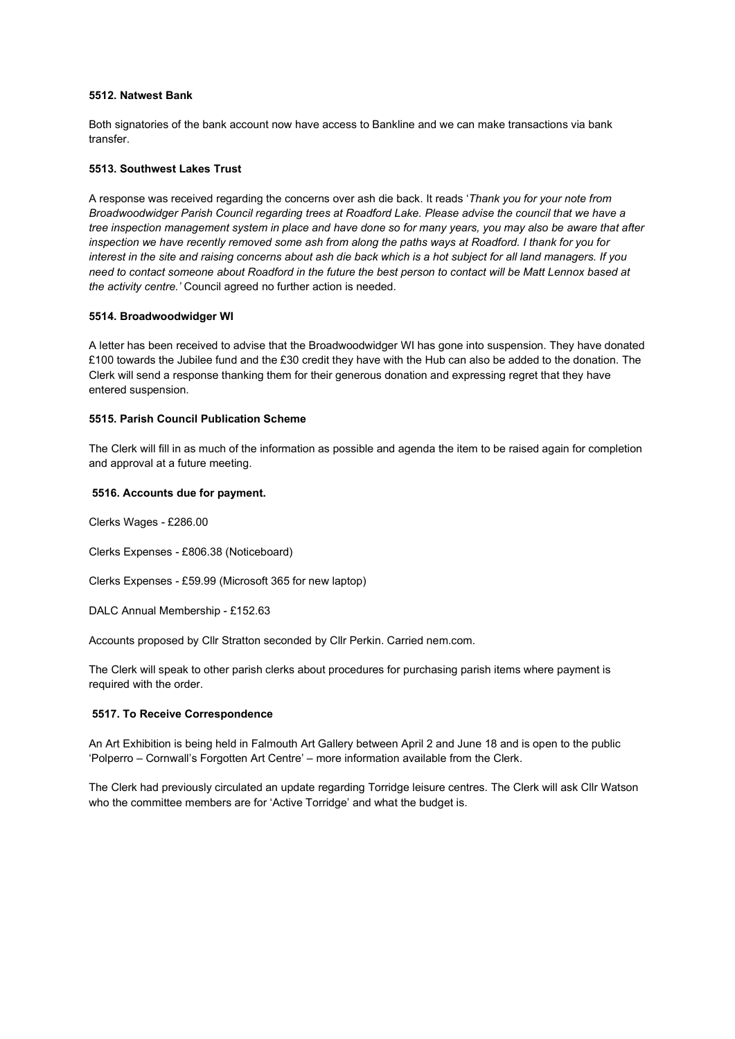**5512. Natwest Bank**

Both signatories of the bank account now have access to Bankline and we can make transactions via bank transfer.

**5513. Southwest Lakes Trust**

A response was received regarding the concerns over ash die back. It reads '*Thank you for your note from Broadwoodwidger Parish Council regarding trees at Roadford Lake. Please advise the council that we have a tree inspection management system in place and have done so for many years, you may also be aware that after inspection we have recently removed some ash from along the paths ways at Roadford. I thank for you for interest in the site and raising concerns about ash die back which is a hot subject for all land managers. If you need to contact someone about Roadford in the future the best person to contact will be Matt Lennox based at the activity centre.*' Council agreed no further action is needed.

**5514. Broadwoodwidger WI**

A letter has been received to advise that the Broadwoodwidger WI has gone into suspension. They have donated £100 towards the Jubilee fund and the £30 credit they have with the Hub can also be added to the donation. The Clerk will send a response thanking them for their generous donation and expressing regret that they have entered suspension.

**5515. Parish Council Publication Scheme**

The Clerk will fill in as much of the information as possible and agenda the item to be raised again for completion and approval at a future meeting.

**5516. Accounts due for payment.**

Clerks Wages - £286.00

Clerks Expenses - £806.38 (Noticeboard)

Clerks Expenses - £59.99 (Microsoft 365 for new laptop)

DALC Annual Membership - £152.63

Accounts proposed by Cllr Stratton seconded by Cllr Perkin. Carried nem.com.

The Clerk will speak to other parish clerks about procedures for purchasing parish items where payment is required with the order.

**5517. To Receive Correspondence**

An Art Exhibition is being held in Falmouth Art Gallery between April 2 and June 18 and is open to the public 'Polperro – Cornwall's Forgotten Art Centre' – more information available from the Clerk.

The Clerk had previously circulated an update regarding Torridge leisure centres. The Clerk will ask Cllr Watson who the committee members are for 'Active Torridge' and what the budget is.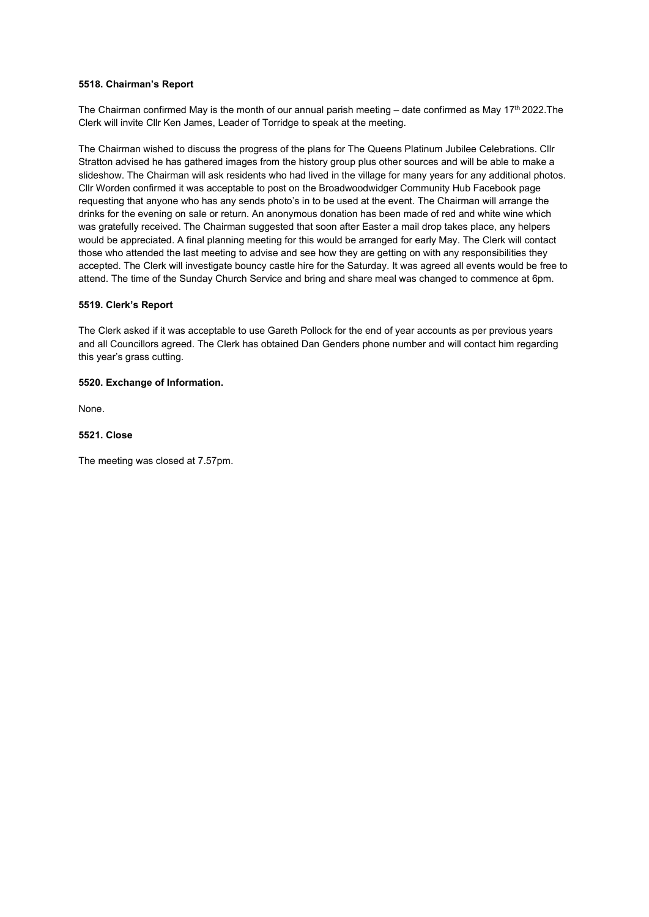**5518. Chairman's Report**

The Chairman confirmed May is the month of our annual parish meeting – date confirmed as May 17th 2022.The Clerk will invite Cllr Ken James, Leader of Torridge to speak at the meeting.

The Chairman wished to discuss the progress of the plans for The Queens Platinum Jubilee Celebrations. Cllr Stratton advised he has gathered images from the history group plus other sources and will be able to make a slideshow. The Chairman will ask residents who had lived in the village for many years for any additional photos. Cllr Worden confirmed it was acceptable to post on the Broadwoodwidger Community Hub Facebook page requesting that anyone who has any sends photo's in to be used at the event. The Chairman will arrange the drinks for the evening on sale or return. An anonymous donation has been made of red and white wine which was gratefully received. The Chairman suggested that soon after Easter a mail drop takes place, any helpers would be appreciated. A final planning meeting for this would be arranged for early May. The Clerk will contact those who attended the last meeting to advise and see how they are getting on with any responsibilities they accepted. The Clerk will investigate bouncy castle hire for the Saturday. It was agreed all events would be free to attend. The time of the Sunday Church Service and bring and share meal was changed to commence at 6pm.

**5519. Clerk's Report**

The Clerk asked if it was acceptable to use Gareth Pollock for the end of year accounts as per previous years and all Councillors agreed. The Clerk has obtained Dan Genders phone number and will contact him regarding this year's grass cutting.

**5520. Exchange of Information.**

None.

**5521. Close**

The meeting was closed at 7.57pm.